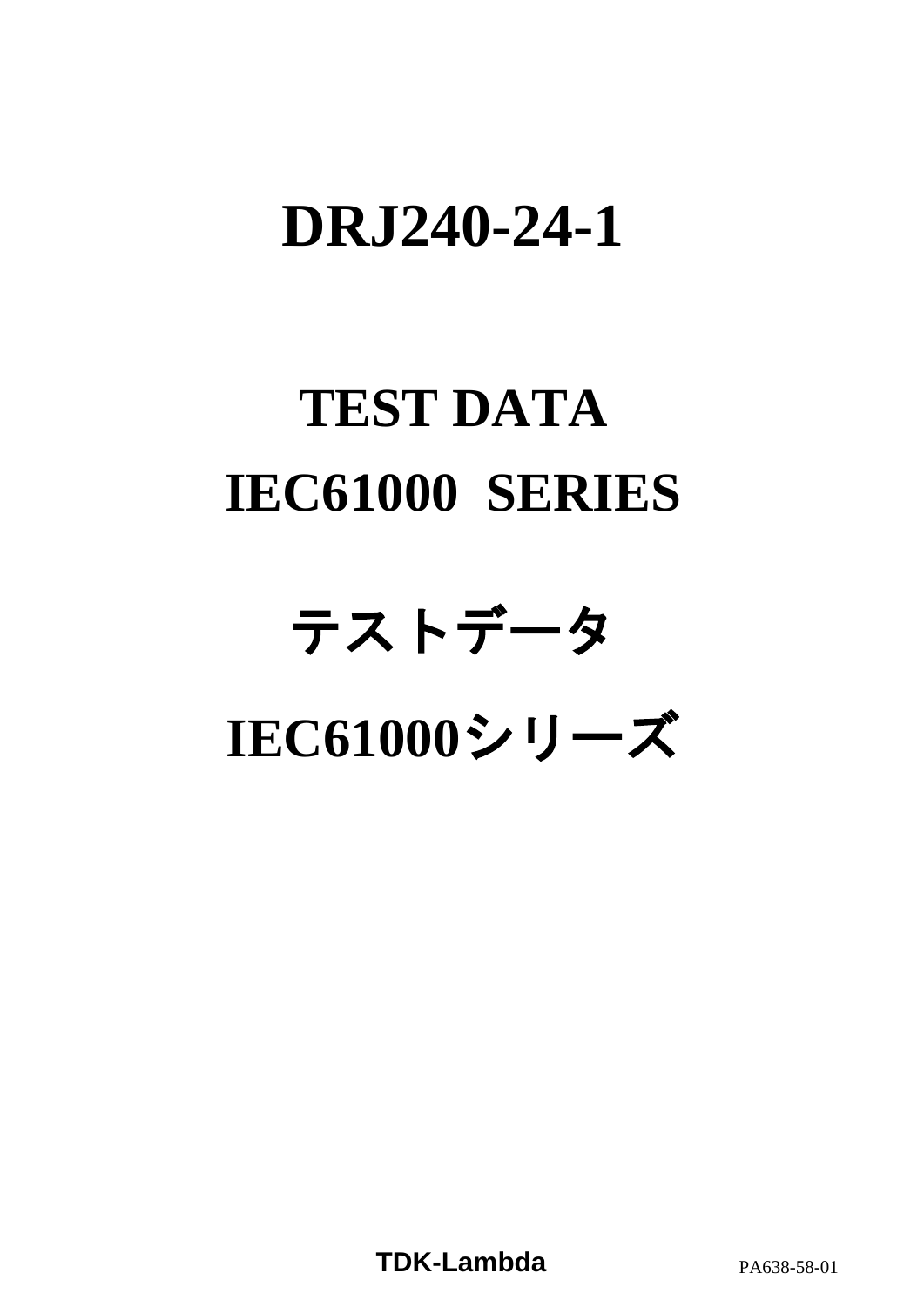# DRJ240-24-1

# TEST DATA

# IEC61000 SERIES

# テストデータ

# IEC61000シリーズ

**TDK-Lambda**

PA638-58-01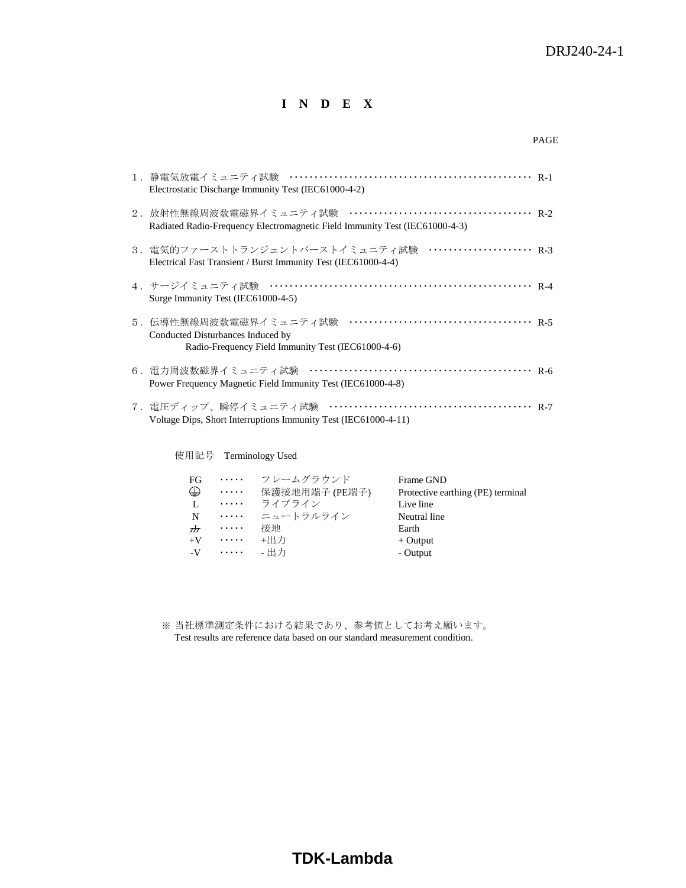DRJ240-24-1

# I N D E X

PAGE

1．静電気放電イミュニティ試験 ・・・・・・・・・・・・・・・・・・・・・・・・・・・・・・・・・・・・・・・・・・・・・ R-1
Electrostatic Discharge Immunity Test (IEC61000-4-2)

2．放射性無線周波数電磁界イミュニティ試験 ・・・・・・・・・・・・・・・・・・・・・・・・・・・・・・・・・・ R-2
Radiated Radio-Frequency Electromagnetic Field Immunity Test (IEC61000-4-3)

3．電気的ファーストトランジェントバーストイミュニティ試験 ・・・・・・・・・・・・・・・・・・・ R-3
Electrical Fast Transient / Burst Immunity Test (IEC61000-4-4)

4．サージイミュニティ試験 ・・・・・・・・・・・・・・・・・・・・・・・・・・・・・・・・・・・・・・・・・・・・・・・・ R-4
Surge Immunity Test (IEC61000-4-5)

5．伝導性無線周波数電磁界イミュニティ試験 ・・・・・・・・・・・・・・・・・・・・・・・・・・・・・・・・・・ R-5
Conducted Disturbances Induced by
Radio-Frequency Field Immunity Test (IEC61000-4-6)

6．電力周波数磁界イミュニティ試験 ・・・・・・・・・・・・・・・・・・・・・・・・・・・・・・・・・・・・・・・・・ R-6
Power Frequency Magnetic Field Immunity Test (IEC61000-4-8)

7．電圧ディップ、瞬停イミュニティ試験 ・・・・・・・・・・・・・・・・・・・・・・・・・・・・・・・・・・・・・・ R-7
Voltage Dips, Short Interruptions Immunity Test (IEC61000-4-11)

使用記号 Terminology Used

| | | | |
|---|---|---|---|
| FG | ・・・・・ | フレームグラウンド | Frame GND |
| ⏚ | ・・・・・ | 保護接地用端子 (PE端子) | Protective earthing (PE) terminal |
| L | ・・・・・ | ライブライン | Live line |
| N | ・・・・・ | ニュートラルライン | Neutral line |
| ⏚ | ・・・・・ | 接地 | Earth |
| +V | ・・・・・ | +出力 | + Output |
| -V | ・・・・・ | - 出力 | - Output |

※ 当社標準測定条件における結果であり、参考値としてお考え願います。
Test results are reference data based on our standard measurement condition.

TDK-Lambda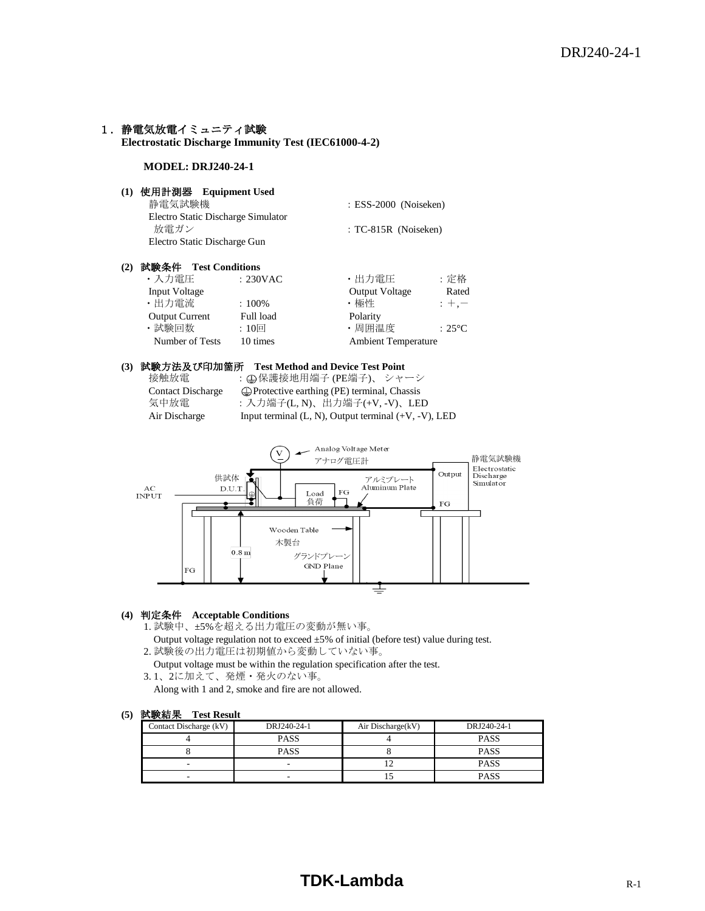## 1．静電気放電イミュニティ試験
**Electrostatic Discharge Immunity Test (IEC61000-4-2)**

**MODEL: DRJ240-24-1**

**(1) 使用計測器　Equipment Used**

| | |
|---|---|
| 静電気試験機 Electro Static Discharge Simulator | : ESS-2000 (Noiseken) |
| 放電ガン Electro Static Discharge Gun | : TC-815R (Noiseken) |

**(2) 試験条件　Test Conditions**

| | | | |
|---|---|---|---|
| ・入力電圧 Input Voltage | : 230VAC | ・出力電圧 Output Voltage | : 定格 Rated |
| ・出力電流 Output Current | : 100% Full load | ・極性 Polarity | : ＋,－ |
| ・試験回数 Number of Tests | : 10回 10 times | ・周囲温度 Ambient Temperature | : 25°C |

**(3) 試験方法及び印加箇所　Test Method and Device Test Point**

接触放電　: ⏚保護接地用端子 (PE端子)、シャーシ
Contact Discharge　⏚Protective earthing (PE) terminal, Chassis
気中放電　: 入力端子(L, N)、出力端子(+V, -V)、LED
Air Discharge　Input terminal (L, N), Output terminal (+V, -V), LED

Analog Voltage Meter アナログ電圧計 / 静電気試験機 Electrostatic Discharge Simulator / Output / FG / 供試体 D.U.T. / AC INPUT / Load 負荷 / FG / アルミプレート Aluminum Plate / Wooden Table 木製台 / 0.8 m / グランドプレーン GND Plane / FG

**(4) 判定条件　Acceptable Conditions**

1. 試験中、±5%を超える出力電圧の変動が無い事。
   Output voltage regulation not to exceed ±5% of initial (before test) value during test.
2. 試験後の出力電圧は初期値から変動していない事。
   Output voltage must be within the regulation specification after the test.
3. 1、2に加えて、発煙・発火のない事。
   Along with 1 and 2, smoke and fire are not allowed.

**(5) 試験結果　Test Result**

| Contact Discharge (kV) | DRJ240-24-1 | Air Discharge(kV) | DRJ240-24-1 |
|---|---|---|---|
| 4 | PASS | 4 | PASS |
| 8 | PASS | 8 | PASS |
| - | - | 12 | PASS |
| - | - | 15 | PASS |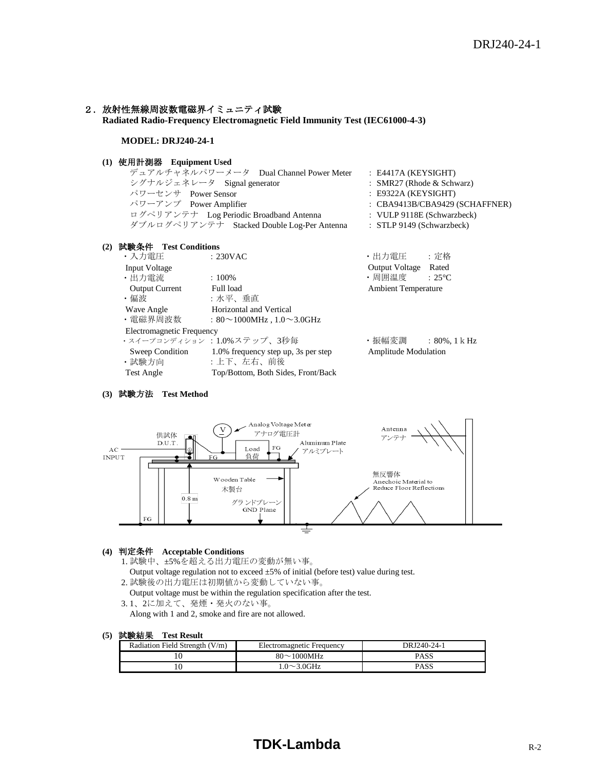## 2．放射性無線周波数電磁界イミュニティ試験
**Radiated Radio-Frequency Electromagnetic Field Immunity Test (IEC61000-4-3)**

**MODEL: DRJ240-24-1**

**(1) 使用計測器　Equipment Used**

| | |
|---|---|
| デュアルチャネルパワーメータ　Dual Channel Power Meter | : E4417A (KEYSIGHT) |
| シグナルジェネレータ　Signal generator | : SMR27 (Rhode & Schwarz) |
| パワーセンサ　Power Sensor | : E9322A (KEYSIGHT) |
| パワーアンプ　Power Amplifier | : CBA9413B/CBA9429 (SCHAFFNER) |
| ログペリアンテナ　Log Periodic Broadband Antenna | : VULP 9118E (Schwarzbeck) |
| ダブルログペリアンテナ　Stacked Double Log-Per Antenna | : STLP 9149 (Schwarzbeck) |

**(2) 試験条件　Test Conditions**

- ・入力電圧 Input Voltage　: 230VAC
- ・出力電圧 Output Voltage　: 定格 Rated
- ・出力電流 Output Current　: 100% Full load
- ・周囲温度 Ambient Temperature　: 25°C
- ・偏波 Wave Angle　: 水平、垂直 Horizontal and Vertical
- ・電磁界周波数 Electromagnetic Frequency　: 80～1000MHz , 1.0～3.0GHz
- ・スイープコンディション Sweep Condition　: 1.0%ステップ、3秒毎 1.0% frequency step up, 3s per step
- ・振幅変調 Amplitude Modulation　: 80%, 1ｋHz
- ・試験方向 Test Angle　: 上下、左右、前後 Top/Bottom, Both Sides, Front/Back

**(3) 試験方法　Test Method**

**(4) 判定条件　Acceptable Conditions**

1. 試験中、±5%を超える出力電圧の変動が無い事。
   Output voltage regulation not to exceed ±5% of initial (before test) value during test.
2. 試験後の出力電圧は初期値から変動していない事。
   Output voltage must be within the regulation specification after the test.
3. 1、2に加えて、発煙・発火のない事。
   Along with 1 and 2, smoke and fire are not allowed.

**(5) 試験結果　Test Result**

| Radiation Field Strength (V/m) | Electromagnetic Frequency | DRJ240-24-1 |
|---|---|---|
| 10 | 80～1000MHz | PASS |
| 10 | 1.0～3.0GHz | PASS |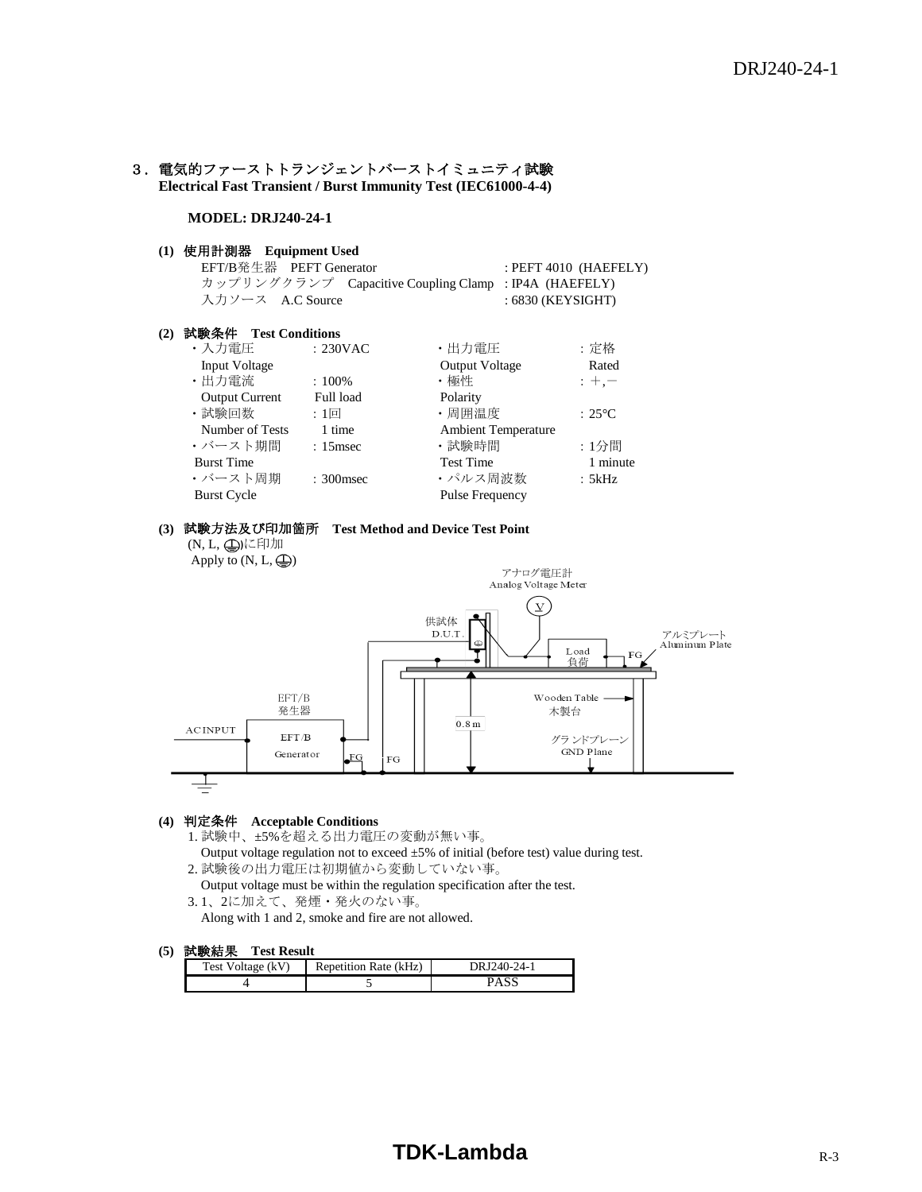## 3. 電気的ファーストトランジェントバーストイミュニティ試験
**Electrical Fast Transient / Burst Immunity Test (IEC61000-4-4)**

**MODEL: DRJ240-24-1**

**(1) 使用計測器 Equipment Used**

EFT/B発生器 PEFT Generator : PEFT 4010 (HAEFELY)
カップリングクランプ Capacitive Coupling Clamp : IP4A (HAEFELY)
入力ソース A.C Source : 6830 (KEYSIGHT)

**(2) 試験条件 Test Conditions**

| | | | |
|---|---|---|---|
| ・入力電圧 Input Voltage | : 230VAC | ・出力電圧 Output Voltage | : 定格 Rated |
| ・出力電流 Output Current | : 100% Full load | ・極性 Polarity | : +,− |
| ・試験回数 Number of Tests | : 1回 1 time | ・周囲温度 Ambient Temperature | : 25°C |
| ・バースト期間 Burst Time | : 15msec | ・試験時間 Test Time | : 1分間 1 minute |
| ・バースト周期 Burst Cycle | : 300msec | ・パルス周波数 Pulse Frequency | : 5kHz |

**(3) 試験方法及び印加箇所 Test Method and Device Test Point**

(N, L, ⏚)に印加
Apply to (N, L, ⏚)

アナログ電圧計 Analog Voltage Meter
供試体 D.U.T.
Load 負荷
FG
アルミプレート Aluminum Plate
EFT/B 発生器
AC INPUT
EFT/B Generator
FG
FG
0.8m
Wooden Table 木製台
グランドプレーン GND Plane

**(4) 判定条件 Acceptable Conditions**

1. 試験中、±5%を超える出力電圧の変動が無い事。
   Output voltage regulation not to exceed ±5% of initial (before test) value during test.
2. 試験後の出力電圧は初期値から変動していない事。
   Output voltage must be within the regulation specification after the test.
3. 1、2に加えて、発煙・発火のない事。
   Along with 1 and 2, smoke and fire are not allowed.

**(5) 試験結果 Test Result**

| Test Voltage (kV) | Repetition Rate (kHz) | DRJ240-24-1 |
|---|---|---|
| 4 | 5 | PASS |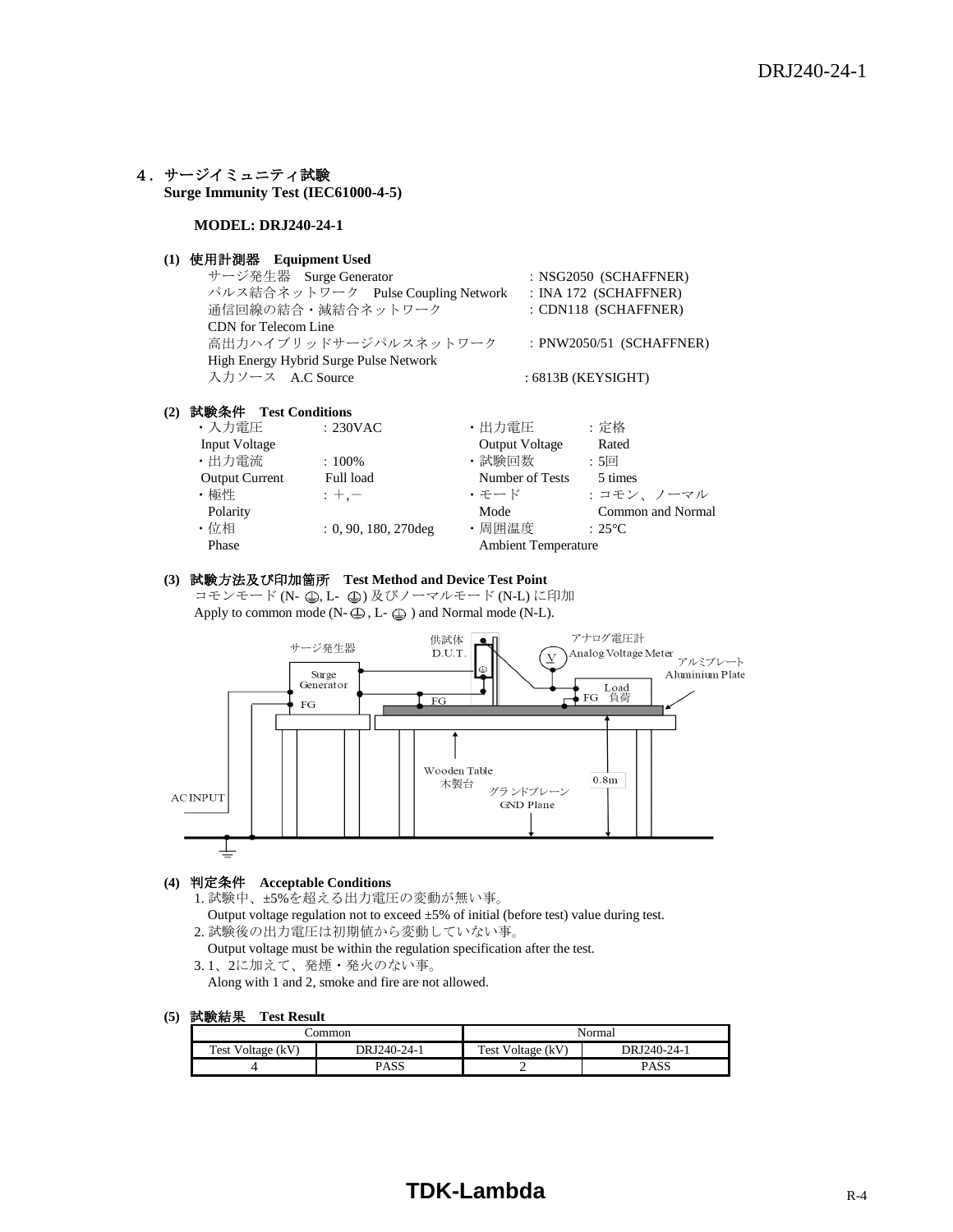## ４．サージイミュニティ試験
**Surge Immunity Test (IEC61000-4-5)**

**MODEL: DRJ240-24-1**

**(1) 使用計測器　Equipment Used**

サージ発生器　Surge Generator　: NSG2050 (SCHAFFNER)
パルス結合ネットワーク　Pulse Coupling Network　: INA 172 (SCHAFFNER)
通信回線の結合・減結合ネットワーク　: CDN118 (SCHAFFNER)
CDN for Telecom Line
高出力ハイブリッドサージパルスネットワーク　: PNW2050/51 (SCHAFFNER)
High Energy Hybrid Surge Pulse Network
入力ソース　A.C Source　: 6813B (KEYSIGHT)

**(2) 試験条件　Test Conditions**

- 入力電圧 Input Voltage : 230VAC
- 出力電流 Output Current : 100% Full load
- 極性 Polarity : ＋,－
- 位相 Phase : 0, 90, 180, 270deg
- 出力電圧 Output Voltage : 定格 Rated
- 試験回数 Number of Tests : 5回 5 times
- モード Mode : コモン、ノーマル Common and Normal
- 周囲温度 Ambient Temperature : 25°C

**(3) 試験方法及び印加箇所　Test Method and Device Test Point**

コモンモード (N- ⏚, L- ⏚) 及びノーマルモード (N-L) に印加
Apply to common mode (N- ⏚ , L- ⏚ ) and Normal mode (N-L).

サージ発生器 Surge Generator　FG　供試体 D.U.T.　アナログ電圧計 Analog Voltage Meter　V　アルミプレート Aluminium Plate　Load 負荷　FG　Wooden Table 木製台　グランドプレーン GND Plane　0.8m　AC INPUT

**(4) 判定条件　Acceptable Conditions**

1. 試験中、±5%を超える出力電圧の変動が無い事。
   Output voltage regulation not to exceed ±5% of initial (before test) value during test.
2. 試験後の出力電圧は初期値から変動していない事。
   Output voltage must be within the regulation specification after the test.
3. 1、2に加えて、発煙・発火のない事。
   Along with 1 and 2, smoke and fire are not allowed.

**(5) 試験結果　Test Result**

| Common | | Normal | |
|---|---|---|---|
| Test Voltage (kV) | DRJ240-24-1 | Test Voltage (kV) | DRJ240-24-1 |
| 4 | PASS | 2 | PASS |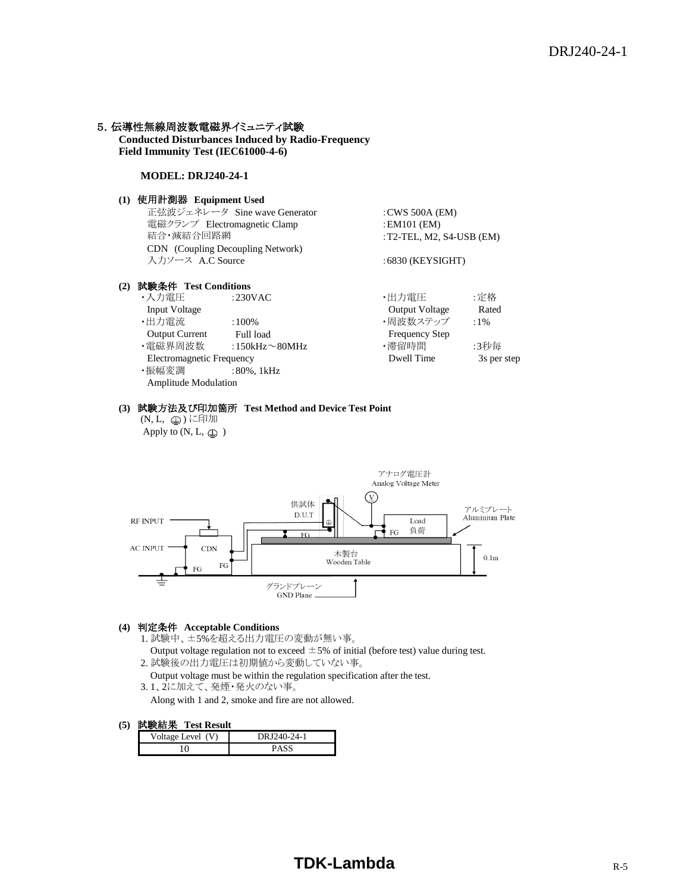## 5. 伝導性無線周波数電磁界イミュニティ試験
**Conducted Disturbances Induced by Radio-Frequency Field Immunity Test (IEC61000-4-6)**

**MODEL: DRJ240-24-1**

**(1) 使用計測器 Equipment Used**

| | |
|---|---|
| 正弦波ジェネレータ Sine wave Generator | :CWS 500A (EM) |
| 電磁クランプ Electromagnetic Clamp | :EM101 (EM) |
| 結合・減結合回路網 CDN (Coupling Decoupling Network) | :T2-TEL, M2, S4-USB (EM) |
| 入力ソース A.C Source | :6830 (KEYSIGHT) |

**(2) 試験条件 Test Conditions**

| | | | |
|---|---|---|---|
| ・入力電圧 Input Voltage | :230VAC | ・出力電圧 Output Voltage | :定格 Rated |
| ・出力電流 Output Current | :100% Full load | ・周波数ステップ Frequency Step | :1% |
| ・電磁界周波数 Electromagnetic Frequency | :150kHz～80MHz | ・滞留時間 Dwell Time | :3秒毎 3s per step |
| ・振幅変調 Amplitude Modulation | :80%, 1kHz | | |

**(3) 試験方法及び印加箇所 Test Method and Device Test Point**

(N, L, ⏚) に印加
Apply to (N, L, ⏚)

アナログ電圧計 Analog Voltage Meter
供試体 D.U.T
RF INPUT
AC INPUT
CDN
FG
Load 負荷
アルミプレート Aluminium Plate
木製台 Wooden Table
0.1m
グランドプレーン GND Plane

**(4) 判定条件 Acceptable Conditions**

1. 試験中、±5%を超える出力電圧の変動が無い事。
   Output voltage regulation not to exceed ±5% of initial (before test) value during test.
2. 試験後の出力電圧は初期値から変動していない事。
   Output voltage must be within the regulation specification after the test.
3. 1、2に加えて、発煙・発火のない事。
   Along with 1 and 2, smoke and fire are not allowed.

**(5) 試験結果 Test Result**

| Voltage Level (V) | DRJ240-24-1 |
|---|---|
| 10 | PASS |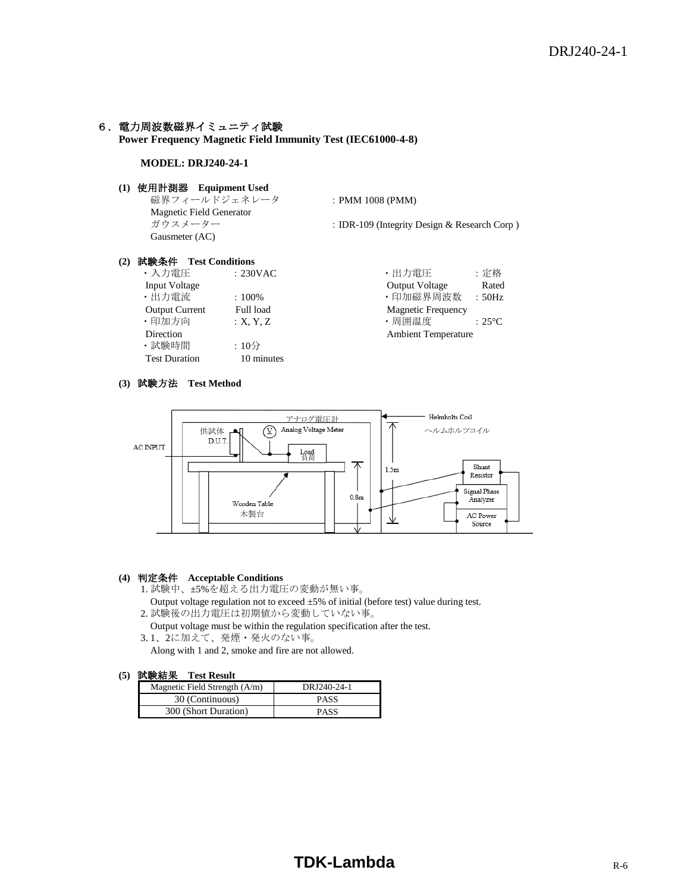## ６．電力周波数磁界イミュニティ試験
**Power Frequency Magnetic Field Immunity Test (IEC61000-4-8)**

**MODEL: DRJ240-24-1**

**(1) 使用計測器　Equipment Used**

磁界フィールドジェネレータ
Magnetic Field Generator　: PMM 1008 (PMM)

ガウスメーター
Gausmeter (AC)　: IDR-109 (Integrity Design & Research Corp )

**(2) 試験条件　Test Conditions**

- ・入力電圧 Input Voltage　: 230VAC
- ・出力電流 Output Current　: 100% Full load
- ・印加方向 Direction　: X, Y, Z
- ・試験時間 Test Duration　: 10分 10 minutes
- ・出力電圧 Output Voltage　: 定格 Rated
- ・印加磁界周波数 Magnetic Frequency　: 50Hz
- ・周囲温度 Ambient Temperature　: 25°C

**(3) 試験方法　Test Method**

アナログ電圧計 Analog Voltage Meter
供試体 D.U.T.
AC INPUT
Load 負荷
Helmholts Coil ヘルムホルツコイル
1.5m
0.8m
Wooden Table 木製台
Shunt Resistor
Signal Phase Analyzer
AC Power Source

**(4) 判定条件　Acceptable Conditions**

1. 試験中、±5%を超える出力電圧の変動が無い事。
   Output voltage regulation not to exceed ±5% of initial (before test) value during test.
2. 試験後の出力電圧は初期値から変動していない事。
   Output voltage must be within the regulation specification after the test.
3. 1、2に加えて、発煙・発火のない事。
   Along with 1 and 2, smoke and fire are not allowed.

**(5) 試験結果　Test Result**

| Magnetic Field Strength (A/m) | DRJ240-24-1 |
|---|---|
| 30 (Continuous) | PASS |
| 300 (Short Duration) | PASS |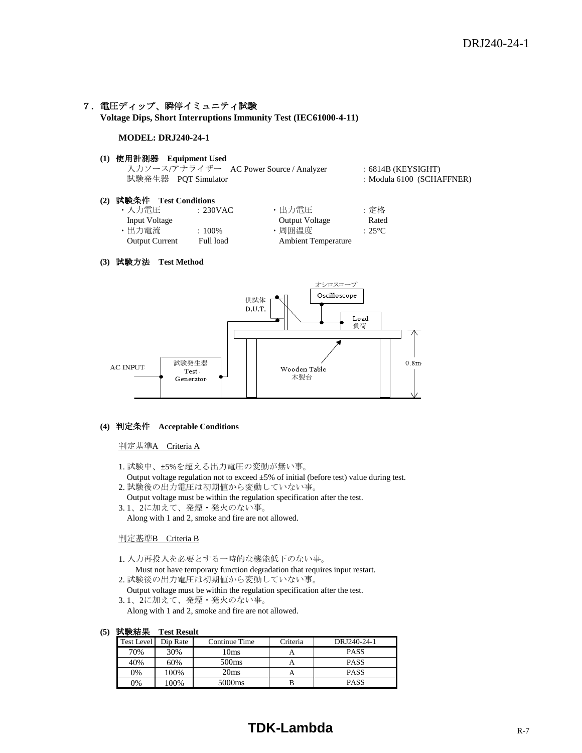## 7. 電圧ディップ、瞬停イミュニティ試験
**Voltage Dips, Short Interruptions Immunity Test (IEC61000-4-11)**

**MODEL: DRJ240-24-1**

**(1) 使用計測器　Equipment Used**

入力ソース/アナライザー　AC Power Source / Analyzer　: 6814B (KEYSIGHT)
試験発生器　PQT Simulator　: Modula 6100 (SCHAFFNER)

**(2) 試験条件　Test Conditions**

・入力電圧 Input Voltage　: 230VAC
・出力電圧 Output Voltage　: 定格 Rated
・出力電流 Output Current　: 100% Full load
・周囲温度 Ambient Temperature　: 25°C

**(3) 試験方法　Test Method**

オシロスコープ
Oscilloscope
供試体
D.U.T.
Load
負荷
AC INPUT
試験発生器
Test
Generator
Wooden Table
木製台
0.8m

**(4) 判定条件　Acceptable Conditions**

判定基準A　Criteria A

1. 試験中、±5%を超える出力電圧の変動が無い事。
   Output voltage regulation not to exceed ±5% of initial (before test) value during test.
2. 試験後の出力電圧は初期値から変動していない事。
   Output voltage must be within the regulation specification after the test.
3. 1、2に加えて、発煙・発火のない事。
   Along with 1 and 2, smoke and fire are not allowed.

判定基準B　Criteria B

1. 入力再投入を必要とする一時的な機能低下のない事。
   Must not have temporary function degradation that requires input restart.
2. 試験後の出力電圧は初期値から変動していない事。
   Output voltage must be within the regulation specification after the test.
3. 1、2に加えて、発煙・発火のない事。
   Along with 1 and 2, smoke and fire are not allowed.

**(5) 試験結果　Test Result**

| Test Level | Dip Rate | Continue Time | Criteria | DRJ240-24-1 |
|---|---|---|---|---|
| 70% | 30% | 10ms | A | PASS |
| 40% | 60% | 500ms | A | PASS |
| 0% | 100% | 20ms | A | PASS |
| 0% | 100% | 5000ms | B | PASS |